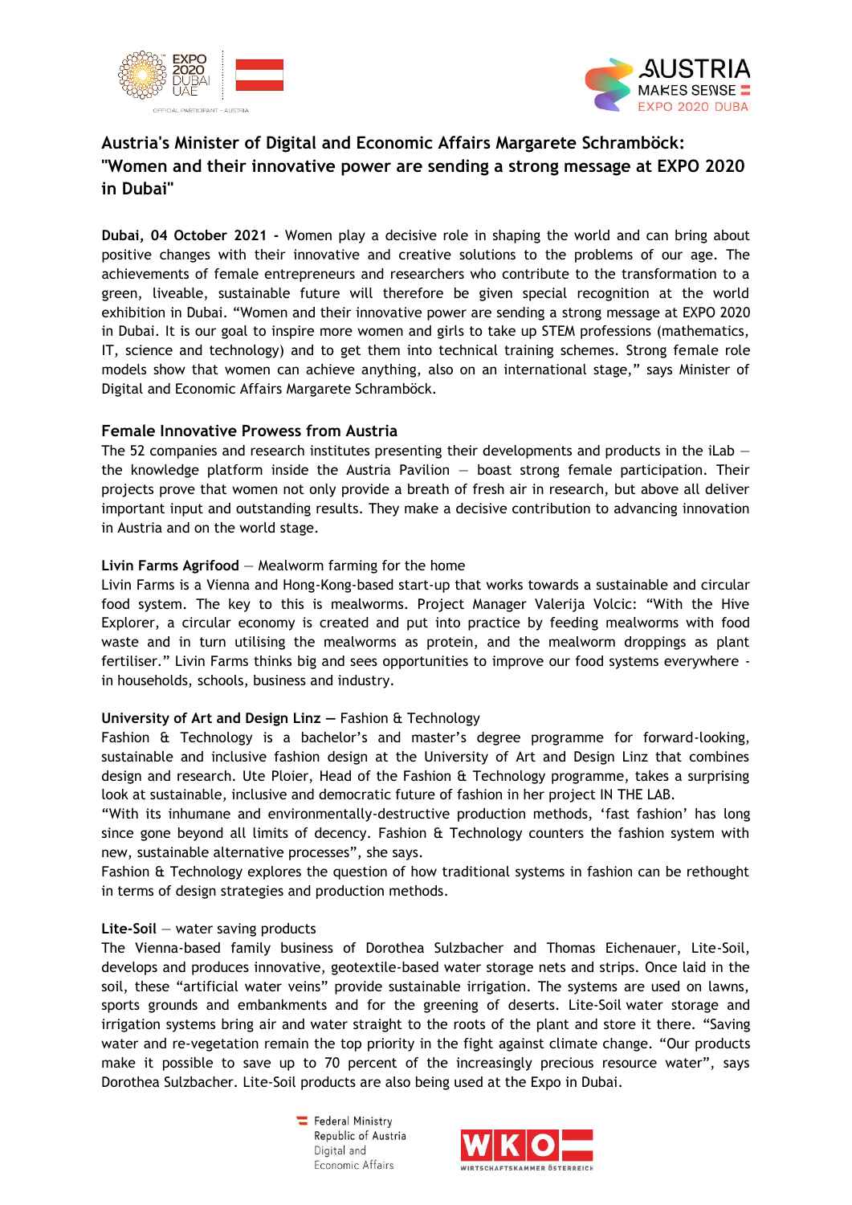# Austria's Minister of Digital and Economic Affairs Margarete Schramböck: "Women and their innovative power are sending a strong message at EXPO 2020 in Dubai"

**Dubai, 04 October 2021 -** Women play a decisive role in shaping the world and can bring about positive changes with their innovative and creative solutions to the problems of our age. The achievements of female entrepreneurs and researchers who contribute to the transformation to a green, liveable, sustainable future will therefore be given special recognition at the world exhibition in Dubai. "Women and their innovative power are sending a strong message at EXPO 2020 in Dubai. It is our goal to inspire more women and girls to take up STEM professions (mathematics, IT, science and technology) and to get them into technical training schemes. Strong female role models show that women can achieve anything, also on an international stage," says Minister of Digital and Economic Affairs Margarete Schramböck.

## Female Innovative Prowess from Austria

The 52 companies and research institutes presenting their developments and products in the iLab — the knowledge platform inside the Austria Pavilion — boast strong female participation. Their projects prove that women not only provide a breath of fresh air in research, but above all deliver important input and outstanding results. They make a decisive contribution to advancing innovation in Austria and on the world stage.

**Livin Farms Agrifood** — Mealworm farming for the home

Livin Farms is a Vienna and Hong-Kong-based start-up that works towards a sustainable and circular food system. The key to this is mealworms. Project Manager Valerija Volcic: "With the Hive Explorer, a circular economy is created and put into practice by feeding mealworms with food waste and in turn utilising the mealworms as protein, and the mealworm droppings as plant fertiliser." Livin Farms thinks big and sees opportunities to improve our food systems everywhere - in households, schools, business and industry.

**University of Art and Design Linz —** Fashion & Technology

Fashion & Technology is a bachelor's and master's degree programme for forward-looking, sustainable and inclusive fashion design at the University of Art and Design Linz that combines design and research. Ute Ploier, Head of the Fashion & Technology programme, takes a surprising look at sustainable, inclusive and democratic future of fashion in her project IN THE LAB.

"With its inhumane and environmentally-destructive production methods, 'fast fashion' has long since gone beyond all limits of decency. Fashion & Technology counters the fashion system with new, sustainable alternative processes", she says.

Fashion & Technology explores the question of how traditional systems in fashion can be rethought in terms of design strategies and production methods.

**Lite-Soil** — water saving products

The Vienna-based family business of Dorothea Sulzbacher and Thomas Eichenauer, Lite-Soil, develops and produces innovative, geotextile-based water storage nets and strips. Once laid in the soil, these "artificial water veins" provide sustainable irrigation. The systems are used on lawns, sports grounds and embankments and for the greening of deserts. Lite-Soil water storage and irrigation systems bring air and water straight to the roots of the plant and store it there. "Saving water and re-vegetation remain the top priority in the fight against climate change. "Our products make it possible to save up to 70 percent of the increasingly precious resource water", says Dorothea Sulzbacher. Lite-Soil products are also being used at the Expo in Dubai.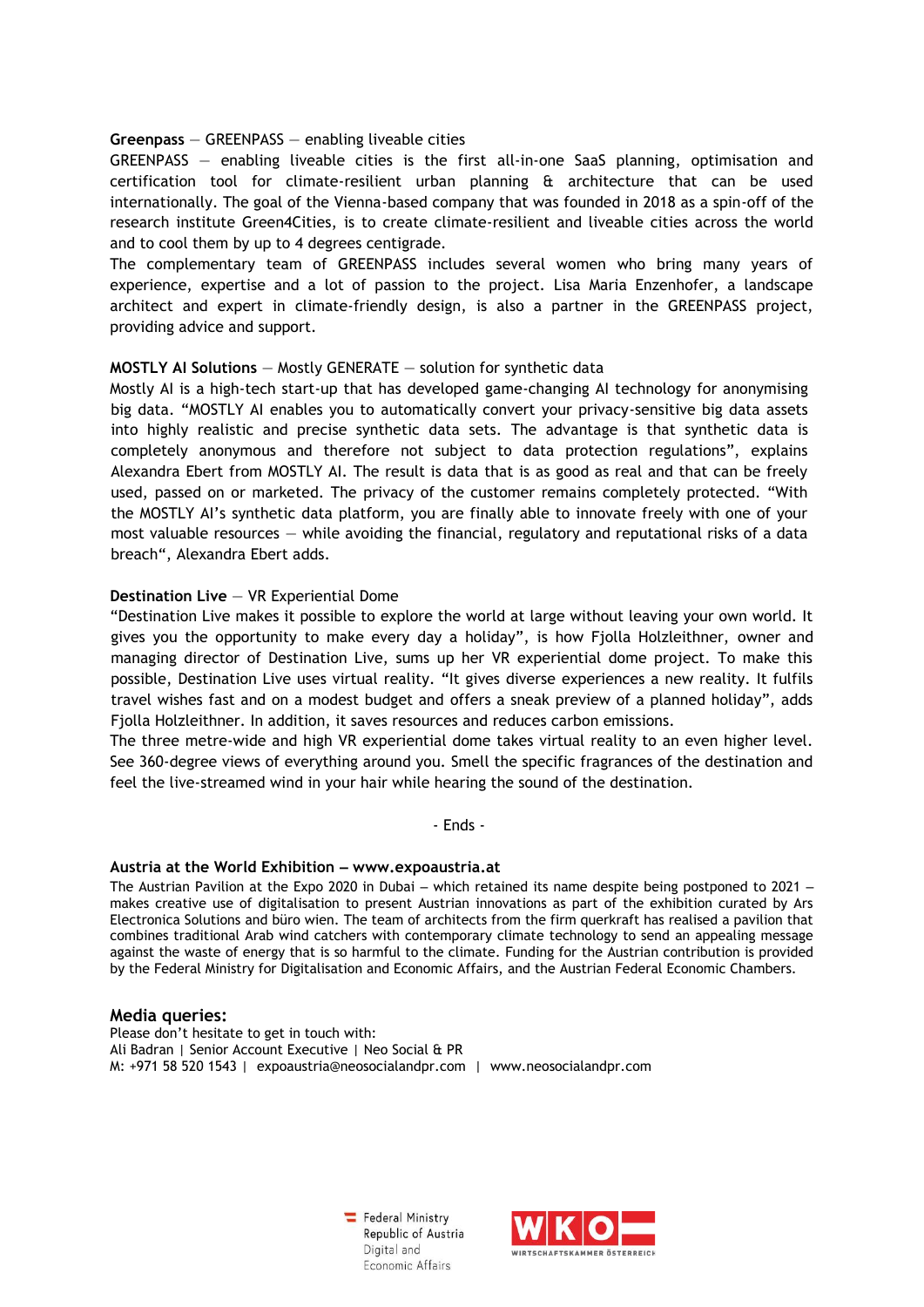**Greenpass** – GREENPASS – enabling liveable cities

GREENPASS – enabling liveable cities is the first all-in-one SaaS planning, optimisation and certification tool for climate-resilient urban planning & architecture that can be used internationally. The goal of the Vienna-based company that was founded in 2018 as a spin-off of the research institute Green4Cities, is to create climate-resilient and liveable cities across the world and to cool them by up to 4 degrees centigrade.

The complementary team of GREENPASS includes several women who bring many years of experience, expertise and a lot of passion to the project. Lisa Maria Enzenhofer, a landscape architect and expert in climate-friendly design, is also a partner in the GREENPASS project, providing advice and support.

**MOSTLY AI Solutions** – Mostly GENERATE – solution for synthetic data

Mostly AI is a high-tech start-up that has developed game-changing AI technology for anonymising big data. "MOSTLY AI enables you to automatically convert your privacy-sensitive big data assets into highly realistic and precise synthetic data sets. The advantage is that synthetic data is completely anonymous and therefore not subject to data protection regulations", explains Alexandra Ebert from MOSTLY AI. The result is data that is as good as real and that can be freely used, passed on or marketed. The privacy of the customer remains completely protected. "With the MOSTLY AI's synthetic data platform, you are finally able to innovate freely with one of your most valuable resources – while avoiding the financial, regulatory and reputational risks of a data breach", Alexandra Ebert adds.

**Destination Live** – VR Experiential Dome

"Destination Live makes it possible to explore the world at large without leaving your own world. It gives you the opportunity to make every day a holiday", is how Fjolla Holzleithner, owner and managing director of Destination Live, sums up her VR experiential dome project. To make this possible, Destination Live uses virtual reality. "It gives diverse experiences a new reality. It fulfils travel wishes fast and on a modest budget and offers a sneak preview of a planned holiday", adds Fjolla Holzleithner. In addition, it saves resources and reduces carbon emissions.

The three metre-wide and high VR experiential dome takes virtual reality to an even higher level. See 360-degree views of everything around you. Smell the specific fragrances of the destination and feel the live-streamed wind in your hair while hearing the sound of the destination.

- Ends -

**Austria at the World Exhibition – www.expoaustria.at**

The Austrian Pavilion at the Expo 2020 in Dubai – which retained its name despite being postponed to 2021 – makes creative use of digitalisation to present Austrian innovations as part of the exhibition curated by Ars Electronica Solutions and büro wien. The team of architects from the firm querkraft has realised a pavilion that combines traditional Arab wind catchers with contemporary climate technology to send an appealing message against the waste of energy that is so harmful to the climate. Funding for the Austrian contribution is provided by the Federal Ministry for Digitalisation and Economic Affairs, and the Austrian Federal Economic Chambers.

## Media queries:

Please don't hesitate to get in touch with:
Ali Badran | Senior Account Executive | Neo Social & PR
M: +971 58 520 1543 | expoaustria@neosocialandpr.com | www.neosocialandpr.com

Federal Ministry Republic of Austria Digital and Economic Affairs

WKO WIRTSCHAFTSKAMMER ÖSTERREICH